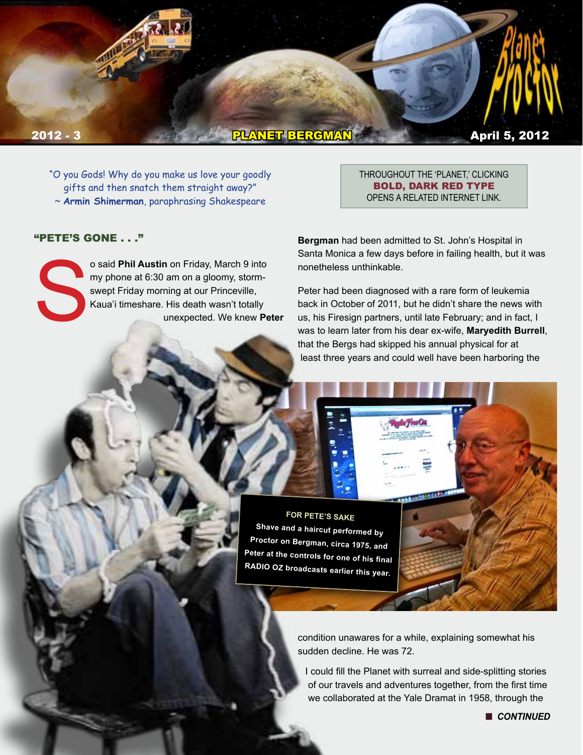**PLANET BERGMAN**

2012 - 3 April 5, 2012

"O you Gods! Why do you make us love your goodly gifts and then snatch them straight away?"
~ **Armin Shimerman**, paraphrasing Shakespeare

THROUGHOUT THE 'PLANET,' CLICKING **BOLD, DARK RED TYPE** OPENS A RELATED INTERNET LINK.

## "PETE'S GONE . . ."

So said **Phil Austin** on Friday, March 9 into my phone at 6:30 am on a gloomy, storm-swept Friday morning at our Princeville, Kaua'i timeshare. His death wasn't totally unexpected. We knew **Peter Bergman** had been admitted to St. John's Hospital in Santa Monica a few days before in failing health, but it was nonetheless unthinkable.

Peter had been diagnosed with a rare form of leukemia back in October of 2011, but he didn't share the news with us, his Firesign partners, until late February; and in fact, I was to learn later from his dear ex-wife, **Maryedith Burrell**, that the Bergs had skipped his annual physical for at least three years and could well have been harboring the condition unawares for a while, explaining somewhat his sudden decline. He was 72.

**FOR PETE'S SAKE**
Shave and a haircut performed by Proctor on Bergman, circa 1975, and Peter at the controls for one of his final RADIO OZ broadcasts earlier this year.

I could fill the Planet with surreal and side-splitting stories of our travels and adventures together, from the first time we collaborated at the Yale Dramat in 1958, through the

***CONTINUED***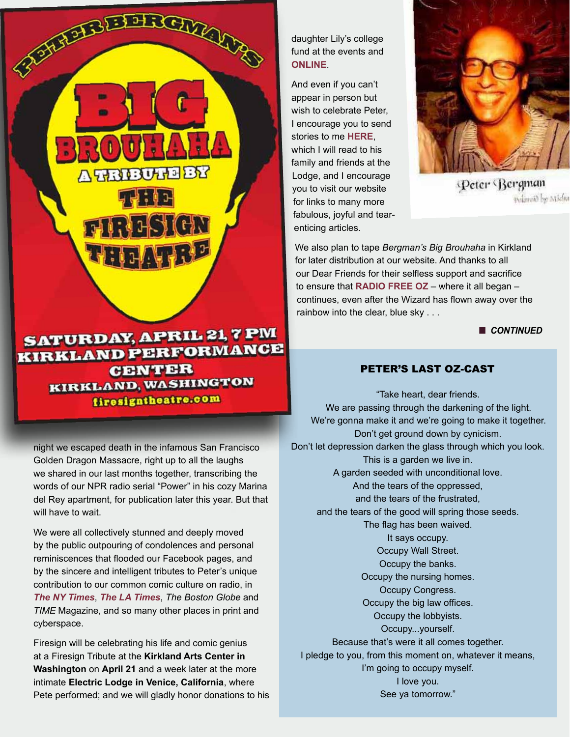PETER BERGMAN'S

BIG BROUHAHA

A TRIBUTE BY THE FIRESIGN THEATRE

SATURDAY, APRIL 21, 7 PM
KIRKLAND PERFORMANCE CENTER
KIRKLAND, WASHINGTON
firesigntheatre.com

night we escaped death in the infamous San Francisco Golden Dragon Massacre, right up to all the laughs we shared in our last months together, transcribing the words of our NPR radio serial "Power" in his cozy Marina del Rey apartment, for publication later this year. But that will have to wait.

We were all collectively stunned and deeply moved by the public outpouring of condolences and personal reminiscences that flooded our Facebook pages, and by the sincere and intelligent tributes to Peter's unique contribution to our common comic culture on radio, in ***The NY Times***, ***The LA Times***, *The Boston Globe* and *TIME* Magazine, and so many other places in print and cyberspace.

Firesign will be celebrating his life and comic genius at a Firesign Tribute at the **Kirkland Arts Center in Washington** on **April 21** and a week later at the more intimate **Electric Lodge in Venice, California**, where Pete performed; and we will gladly honor donations to his daughter Lily's college fund at the events and **ONLINE**.

And even if you can't appear in person but wish to celebrate Peter, I encourage you to send stories to me **HERE**, which I will read to his family and friends at the Lodge, and I encourage you to visit our website for links to many more fabulous, joyful and tear-enticing articles.

Peter Bergman
Polaroid by Micha

We also plan to tape *Bergman's Big Brouhaha* in Kirkland for later distribution at our website. And thanks to all our Dear Friends for their selfless support and sacrifice to ensure that **RADIO FREE OZ** – where it all began – continues, even after the Wizard has flown away over the rainbow into the clear, blue sky . . .

■ ***CONTINUED***

## PETER'S LAST OZ-CAST

"Take heart, dear friends.
We are passing through the darkening of the light.
We're gonna make it and we're going to make it together.
Don't get ground down by cynicism.
Don't let depression darken the glass through which you look.
This is a garden we live in.
A garden seeded with unconditional love.
And the tears of the oppressed,
and the tears of the frustrated,
and the tears of the good will spring those seeds.
The flag has been waived.
It says occupy.
Occupy Wall Street.
Occupy the banks.
Occupy the nursing homes.
Occupy Congress.
Occupy the big law offices.
Occupy the lobbyists.
Occupy...yourself.
Because that's were it all comes together.
I pledge to you, from this moment on, whatever it means,
I'm going to occupy myself.
I love you.
See ya tomorrow."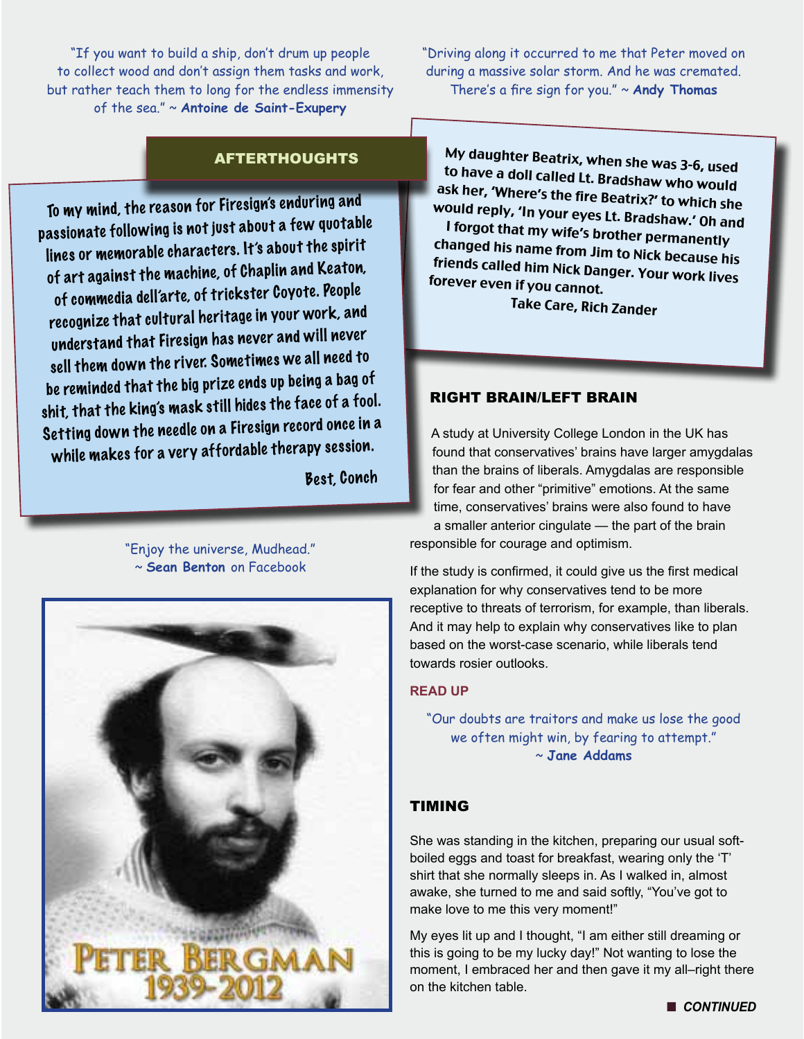"If you want to build a ship, don't drum up people to collect wood and don't assign them tasks and work, but rather teach them to long for the endless immensity of the sea." ~ **Antoine de Saint-Exupery**

"Driving along it occurred to me that Peter moved on during a massive solar storm. And he was cremated. There's a fire sign for you." ~ **Andy Thomas**

## AFTERTHOUGHTS

To my mind, the reason for Firesign's enduring and passionate following is not just about a few quotable lines or memorable characters. It's about the spirit of art against the machine, of Chaplin and Keaton, of commedia dell'arte, of trickster Coyote. People recognize that cultural heritage in your work, and understand that Firesign has never and will never sell them down the river. Sometimes we all need to be reminded that the big prize ends up being a bag of shit, that the king's mask still hides the face of a fool. Setting down the needle on a Firesign record once in a while makes for a very affordable therapy session.

Best, Conch

My daughter Beatrix, when she was 3-6, used to have a doll called Lt. Bradshaw who would ask her, 'Where's the fire Beatrix?' to which she would reply, 'In your eyes Lt. Bradshaw.' Oh and I forgot that my wife's brother permanently changed his name from Jim to Nick because his friends called him Nick Danger. Your work lives forever even if you cannot.

Take Care, Rich Zander

"Enjoy the universe, Mudhead."
~ **Sean Benton** on Facebook

PETER BERGMAN
1939-2012

## RIGHT BRAIN/LEFT BRAIN

A study at University College London in the UK has found that conservatives' brains have larger amygdalas than the brains of liberals. Amygdalas are responsible for fear and other "primitive" emotions. At the same time, conservatives' brains were also found to have a smaller anterior cingulate — the part of the brain responsible for courage and optimism.

If the study is confirmed, it could give us the first medical explanation for why conservatives tend to be more receptive to threats of terrorism, for example, than liberals. And it may help to explain why conservatives like to plan based on the worst-case scenario, while liberals tend towards rosier outlooks.

### READ UP

"Our doubts are traitors and make us lose the good we often might win, by fearing to attempt."
~ **Jane Addams**

## TIMING

She was standing in the kitchen, preparing our usual soft-boiled eggs and toast for breakfast, wearing only the 'T' shirt that she normally sleeps in. As I walked in, almost awake, she turned to me and said softly, "You've got to make love to me this very moment!"

My eyes lit up and I thought, "I am either still dreaming or this is going to be my lucky day!" Not wanting to lose the moment, I embraced her and then gave it my all–right there on the kitchen table.

■ ***CONTINUED***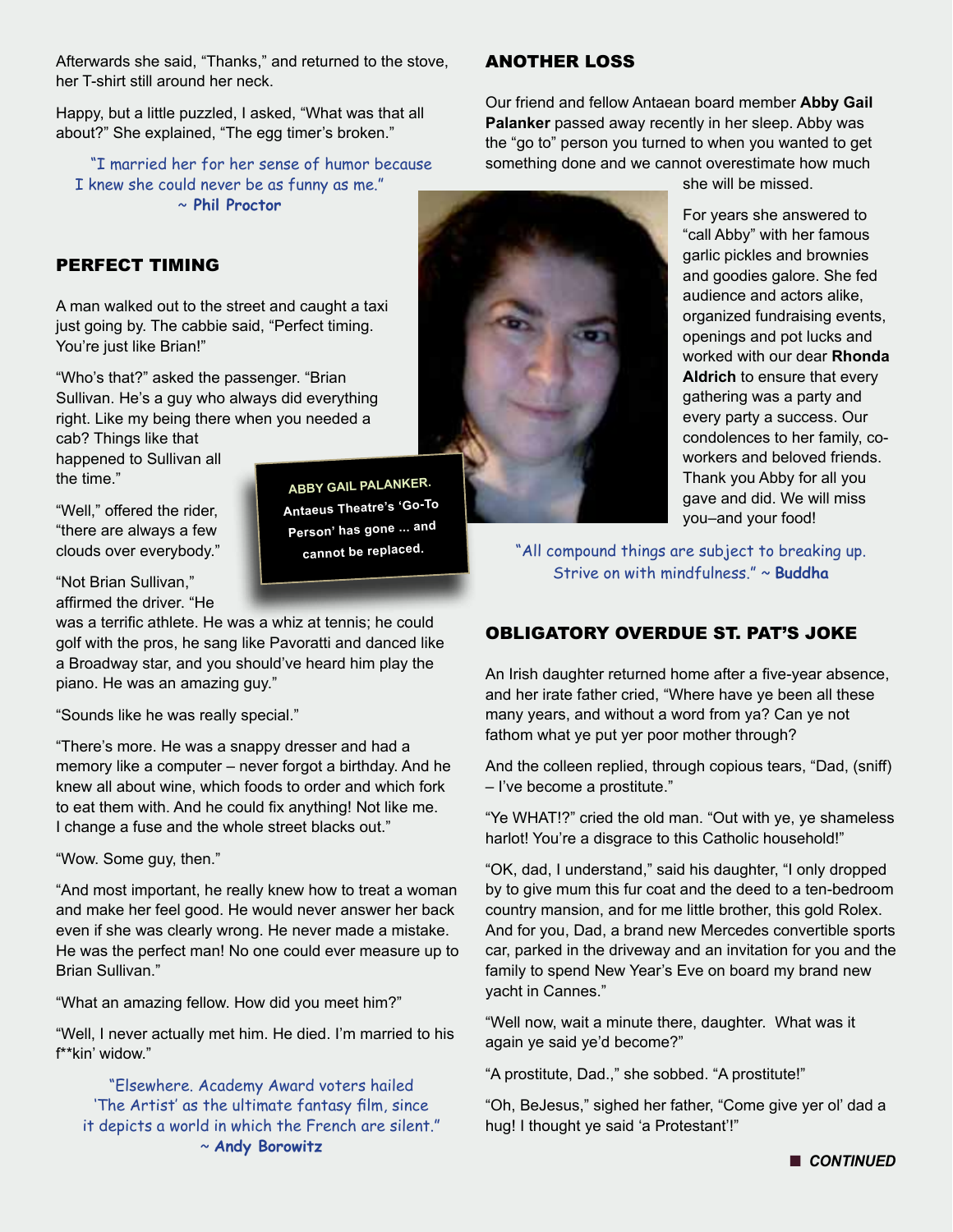Afterwards she said, "Thanks," and returned to the stove, her T-shirt still around her neck.

Happy, but a little puzzled, I asked, "What was that all about?" She explained, "The egg timer's broken."

"I married her for her sense of humor because I knew she could never be as funny as me." ~ **Phil Proctor**

## PERFECT TIMING

A man walked out to the street and caught a taxi just going by. The cabbie said, "Perfect timing. You're just like Brian!"

"Who's that?" asked the passenger. "Brian Sullivan. He's a guy who always did everything right. Like my being there when you needed a cab? Things like that happened to Sullivan all the time."

"Well," offered the rider, "there are always a few clouds over everybody."

"Not Brian Sullivan," affirmed the driver. "He was a terrific athlete. He was a whiz at tennis; he could golf with the pros, he sang like Pavoratti and danced like a Broadway star, and you should've heard him play the piano. He was an amazing guy."

"Sounds like he was really special."

"There's more. He was a snappy dresser and had a memory like a computer – never forgot a birthday. And he knew all about wine, which foods to order and which fork to eat them with. And he could fix anything! Not like me. I change a fuse and the whole street blacks out."

"Wow. Some guy, then."

"And most important, he really knew how to treat a woman and make her feel good. He would never answer her back even if she was clearly wrong. He never made a mistake. He was the perfect man! No one could ever measure up to Brian Sullivan."

"What an amazing fellow. How did you meet him?"

"Well, I never actually met him. He died. I'm married to his f**kin' widow."

"Elsewhere. Academy Award voters hailed 'The Artist' as the ultimate fantasy film, since it depicts a world in which the French are silent." ~ **Andy Borowitz**

## ANOTHER LOSS

Our friend and fellow Antaean board member **Abby Gail Palanker** passed away recently in her sleep. Abby was the "go to" person you turned to when you wanted to get something done and we cannot overestimate how much she will be missed.

For years she answered to "call Abby" with her famous garlic pickles and brownies and goodies galore. She fed audience and actors alike, organized fundraising events, openings and pot lucks and worked with our dear **Rhonda Aldrich** to ensure that every gathering was a party and every party a success. Our condolences to her family, co-workers and beloved friends. Thank you Abby for all you gave and did. We will miss you–and your food!

ABBY GAIL PALANKER. Antaeus Theatre's 'Go-To Person' has gone ... and cannot be replaced.

"All compound things are subject to breaking up. Strive on with mindfulness." ~ **Buddha**

## OBLIGATORY OVERDUE ST. PAT'S JOKE

An Irish daughter returned home after a five-year absence, and her irate father cried, "Where have ye been all these many years, and without a word from ya? Can ye not fathom what ye put yer poor mother through?

And the colleen replied, through copious tears, "Dad, (sniff) – I've become a prostitute."

"Ye WHAT!?" cried the old man. "Out with ye, ye shameless harlot! You're a disgrace to this Catholic household!"

"OK, dad, I understand," said his daughter, "I only dropped by to give mum this fur coat and the deed to a ten-bedroom country mansion, and for me little brother, this gold Rolex. And for you, Dad, a brand new Mercedes convertible sports car, parked in the driveway and an invitation for you and the family to spend New Year's Eve on board my brand new yacht in Cannes."

"Well now, wait a minute there, daughter. What was it again ye said ye'd become?"

"A prostitute, Dad.," she sobbed. "A prostitute!"

"Oh, BeJesus," sighed her father, "Come give yer ol' dad a hug! I thought ye said 'a Protestant'!"

***CONTINUED***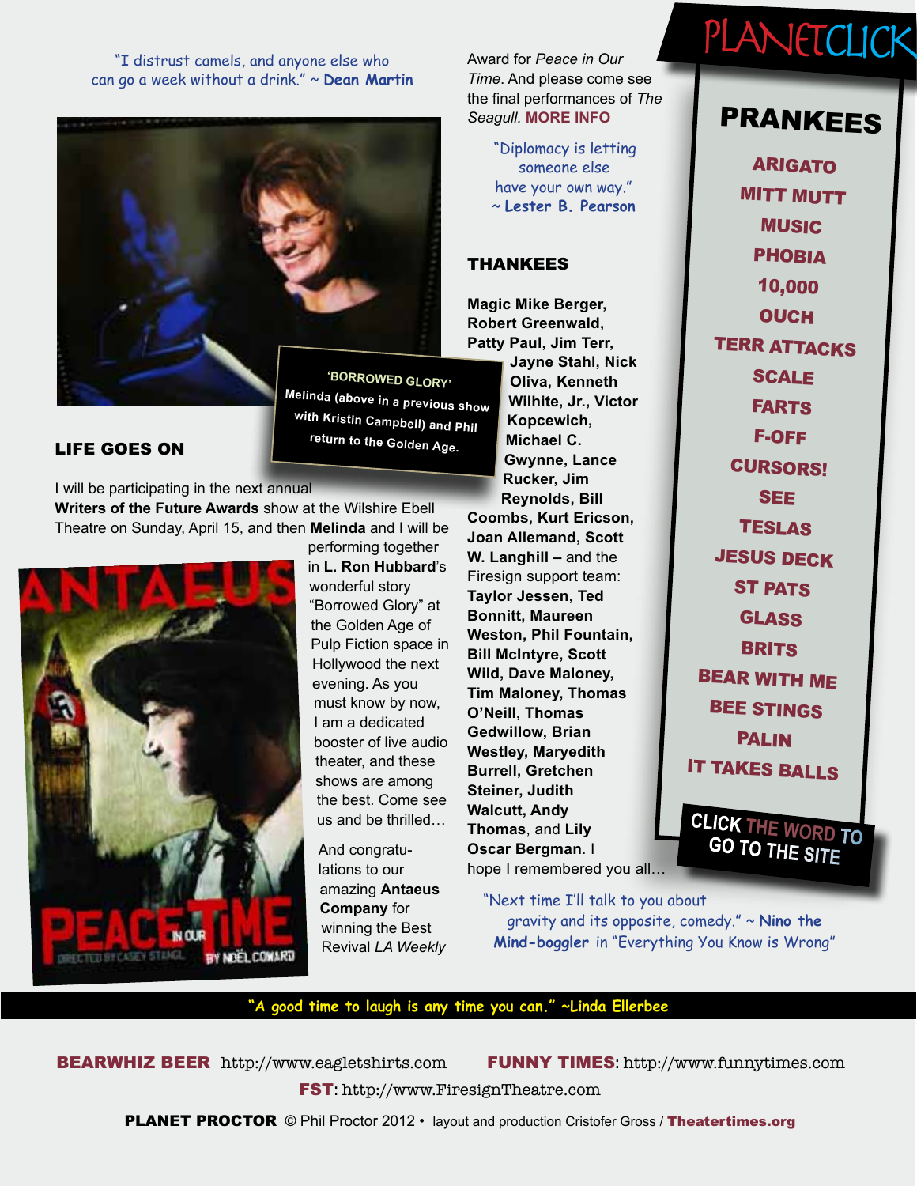"I distrust camels, and anyone else who can go a week without a drink." ~ **Dean Martin**

'BORROWED GLORY'
Melinda (above in a previous show with Kristin Campbell) and Phil return to the Golden Age.

## LIFE GOES ON

I will be participating in the next annual **Writers of the Future Awards** show at the Wilshire Ebell Theatre on Sunday, April 15, and then **Melinda** and I will be performing together in **L. Ron Hubbard**'s wonderful story "Borrowed Glory" at the Golden Age of Pulp Fiction space in Hollywood the next evening. As you must know by now, I am a dedicated booster of live audio theater, and these shows are among the best. Come see us and be thrilled…

And congratulations to our amazing **Antaeus Company** for winning the Best Revival *LA Weekly* Award for *Peace in Our Time*. And please come see the final performances of *The Seagull*. MORE INFO

"Diplomacy is letting someone else have your own way." ~ **Lester B. Pearson**

## THANKEES

**Magic Mike Berger, Robert Greenwald, Patty Paul, Jim Terr, Jayne Stahl, Nick Oliva, Kenneth Wilhite, Jr., Victor Kopcewich, Michael C. Gwynne, Lance Rucker, Jim Reynolds, Bill Coombs, Kurt Ericson, Joan Allemand, Scott W. Langhill –** and the Firesign support team: **Taylor Jessen, Ted Bonnitt, Maureen Weston, Phil Fountain, Bill McIntyre, Scott Wild, Dave Maloney, Tim Maloney, Thomas O'Neill, Thomas Gedwillow, Brian Westley, Maryedith Burrell, Gretchen Steiner, Judith Walcutt, Andy Thomas**, and **Lily Oscar Bergman**. I hope I remembered you all…

# PLANETCLICK

## PRANKEES

- ARIGATO
- MITT MUTT
- MUSIC
- PHOBIA
- 10,000
- OUCH
- TERR ATTACKS
- SCALE
- FARTS
- F-OFF
- CURSORS!
- SEE
- TESLAS
- JESUS DECK
- ST PATS
- GLASS
- BRITS
- BEAR WITH ME
- BEE STINGS
- PALIN
- IT TAKES BALLS

CLICK THE WORD TO GO TO THE SITE

"Next time I'll talk to you about gravity and its opposite, comedy." ~ **Nino the Mind-boggler** in "Everything You Know is Wrong"

"A good time to laugh is any time you can." ~Linda Ellerbee

**BEARWHIZ BEER** http://www.eagletshirts.com **FUNNY TIMES**: http://www.funnytimes.com

**FST**: http://www.FiresignTheatre.com

**PLANET PROCTOR** © Phil Proctor 2012 • layout and production Cristofer Gross / **Theatertimes.org**